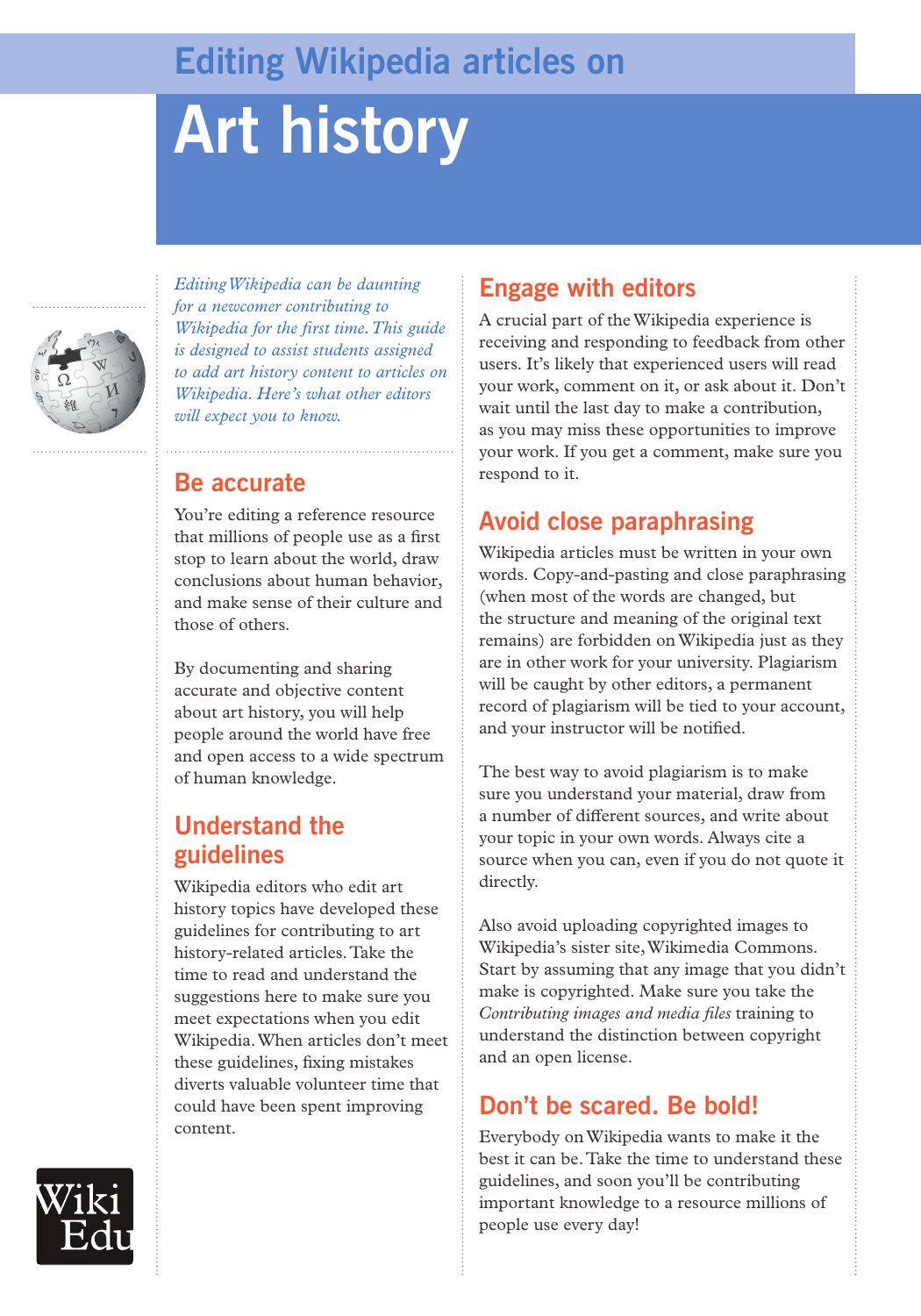# Editing Wikipedia articles on Art history

*Editing Wikipedia can be daunting for a newcomer contributing to Wikipedia for the first time. This guide is designed to assist students assigned to add art history content to articles on Wikipedia. Here's what other editors will expect you to know.*

## Be accurate

You're editing a reference resource that millions of people use as a first stop to learn about the world, draw conclusions about human behavior, and make sense of their culture and those of others.

By documenting and sharing accurate and objective content about art history, you will help people around the world have free and open access to a wide spectrum of human knowledge.

## Understand the guidelines

Wikipedia editors who edit art history topics have developed these guidelines for contributing to art history-related articles. Take the time to read and understand the suggestions here to make sure you meet expectations when you edit Wikipedia. When articles don't meet these guidelines, fixing mistakes diverts valuable volunteer time that could have been spent improving content.

## Engage with editors

A crucial part of the Wikipedia experience is receiving and responding to feedback from other users. It's likely that experienced users will read your work, comment on it, or ask about it. Don't wait until the last day to make a contribution, as you may miss these opportunities to improve your work. If you get a comment, make sure you respond to it.

## Avoid close paraphrasing

Wikipedia articles must be written in your own words. Copy-and-pasting and close paraphrasing (when most of the words are changed, but the structure and meaning of the original text remains) are forbidden on Wikipedia just as they are in other work for your university. Plagiarism will be caught by other editors, a permanent record of plagiarism will be tied to your account, and your instructor will be notified.

The best way to avoid plagiarism is to make sure you understand your material, draw from a number of different sources, and write about your topic in your own words. Always cite a source when you can, even if you do not quote it directly.

Also avoid uploading copyrighted images to Wikipedia's sister site, Wikimedia Commons. Start by assuming that any image that you didn't make is copyrighted. Make sure you take the *Contributing images and media files* training to understand the distinction between copyright and an open license.

## Don't be scared. Be bold!

Everybody on Wikipedia wants to make it the best it can be. Take the time to understand these guidelines, and soon you'll be contributing important knowledge to a resource millions of people use every day!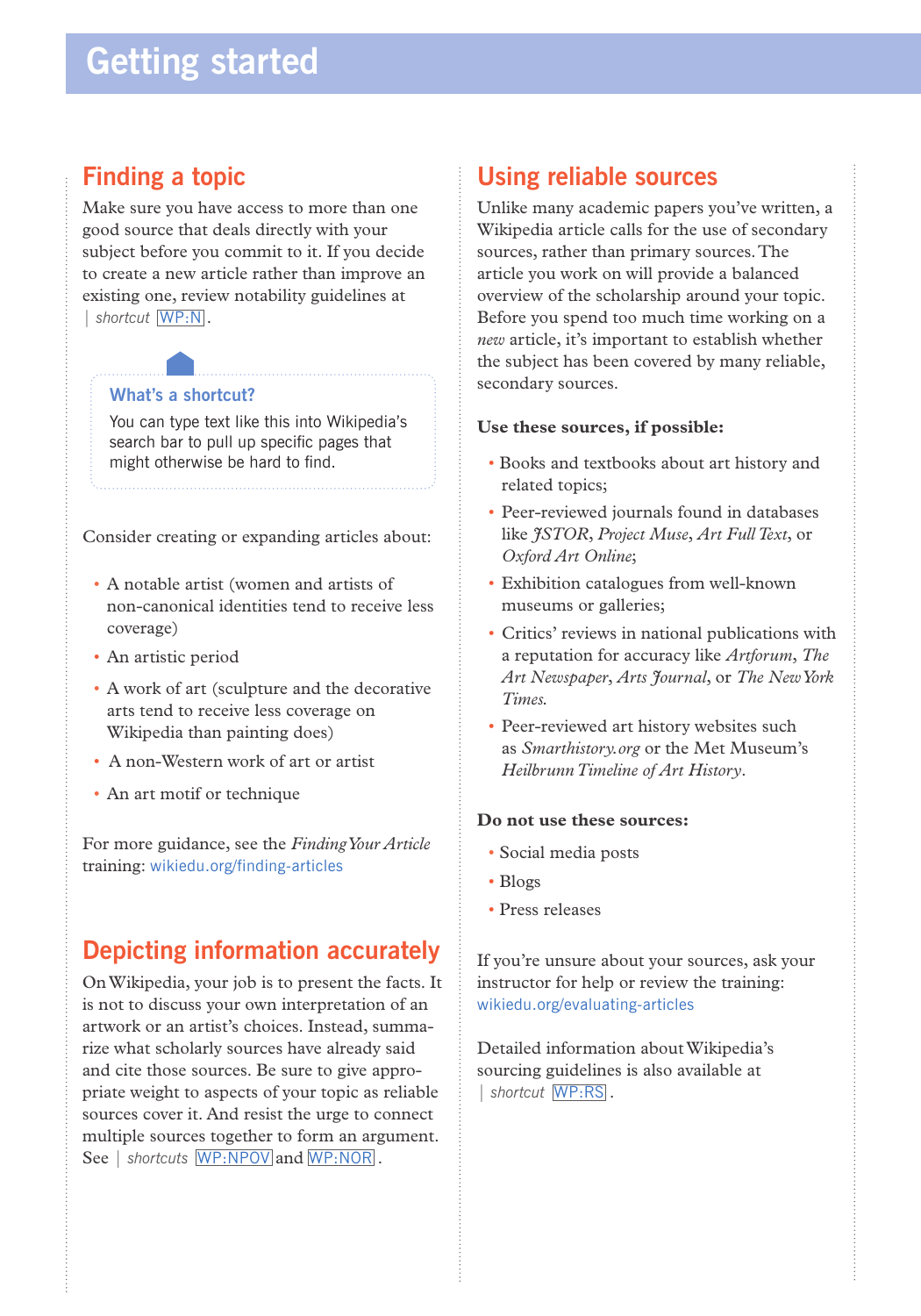# Getting started

## Finding a topic

Make sure you have access to more than one good source that deals directly with your subject before you commit to it. If you decide to create a new article rather than improve an existing one, review notability guidelines at | *shortcut* WP:N.

### What's a shortcut?

You can type text like this into Wikipedia's search bar to pull up specific pages that might otherwise be hard to find.

Consider creating or expanding articles about:

- A notable artist (women and artists of non-canonical identities tend to receive less coverage)
- An artistic period
- A work of art (sculpture and the decorative arts tend to receive less coverage on Wikipedia than painting does)
- A non-Western work of art or artist
- An art motif or technique

For more guidance, see the *Finding Your Article* training: wikiedu.org/finding-articles

## Depicting information accurately

On Wikipedia, your job is to present the facts. It is not to discuss your own interpretation of an artwork or an artist's choices. Instead, summarize what scholarly sources have already said and cite those sources. Be sure to give appropriate weight to aspects of your topic as reliable sources cover it. And resist the urge to connect multiple sources together to form an argument. See | *shortcuts* WP:NPOV and WP:NOR.

## Using reliable sources

Unlike many academic papers you've written, a Wikipedia article calls for the use of secondary sources, rather than primary sources. The article you work on will provide a balanced overview of the scholarship around your topic. Before you spend too much time working on a *new* article, it's important to establish whether the subject has been covered by many reliable, secondary sources.

**Use these sources, if possible:**

- Books and textbooks about art history and related topics;
- Peer-reviewed journals found in databases like *JSTOR*, *Project Muse*, *Art Full Text*, or *Oxford Art Online*;
- Exhibition catalogues from well-known museums or galleries;
- Critics' reviews in national publications with a reputation for accuracy like *Artforum*, *The Art Newspaper*, *Arts Journal*, or *The New York Times*.
- Peer-reviewed art history websites such as *Smarthistory.org* or the Met Museum's *Heilbrunn Timeline of Art History*.

**Do not use these sources:**

- Social media posts
- Blogs
- Press releases

If you're unsure about your sources, ask your instructor for help or review the training: wikiedu.org/evaluating-articles

Detailed information about Wikipedia's sourcing guidelines is also available at | *shortcut* WP:RS.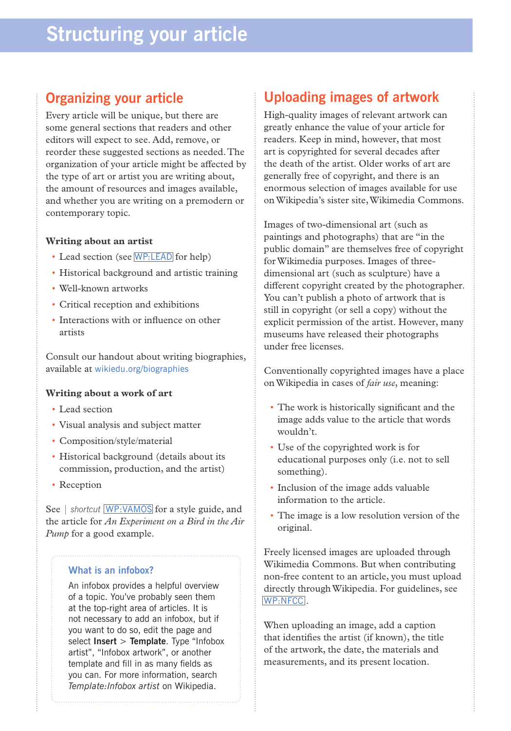# Structuring your article

## Organizing your article

Every article will be unique, but there are some general sections that readers and other editors will expect to see. Add, remove, or reorder these suggested sections as needed. The organization of your article might be affected by the type of art or artist you are writing about, the amount of resources and images available, and whether you are writing on a premodern or contemporary topic.

**Writing about an artist**

- Lead section (see WP:LEAD for help)
- Historical background and artistic training
- Well-known artworks
- Critical reception and exhibitions
- Interactions with or influence on other artists

Consult our handout about writing biographies, available at wikiedu.org/biographies

**Writing about a work of art**

- Lead section
- Visual analysis and subject matter
- Composition/style/material
- Historical background (details about its commission, production, and the artist)
- Reception

See | *shortcut* WP:VAMOS for a style guide, and the article for *An Experiment on a Bird in the Air Pump* for a good example.

### What is an infobox?

An infobox provides a helpful overview of a topic. You've probably seen them at the top-right area of articles. It is not necessary to add an infobox, but if you want to do so, edit the page and select **Insert** > **Template**. Type "Infobox artist", "Infobox artwork", or another template and fill in as many fields as you can. For more information, search *Template:Infobox artist* on Wikipedia.

## Uploading images of artwork

High-quality images of relevant artwork can greatly enhance the value of your article for readers. Keep in mind, however, that most art is copyrighted for several decades after the death of the artist. Older works of art are generally free of copyright, and there is an enormous selection of images available for use on Wikipedia's sister site, Wikimedia Commons.

Images of two-dimensional art (such as paintings and photographs) that are "in the public domain" are themselves free of copyright for Wikimedia purposes. Images of three-dimensional art (such as sculpture) have a different copyright created by the photographer. You can't publish a photo of artwork that is still in copyright (or sell a copy) without the explicit permission of the artist. However, many museums have released their photographs under free licenses.

Conventionally copyrighted images have a place on Wikipedia in cases of *fair use*, meaning:

- The work is historically significant and the image adds value to the article that words wouldn't.
- Use of the copyrighted work is for educational purposes only (i.e. not to sell something).
- Inclusion of the image adds valuable information to the article.
- The image is a low resolution version of the original.

Freely licensed images are uploaded through Wikimedia Commons. But when contributing non-free content to an article, you must upload directly through Wikipedia. For guidelines, see WP:NFCC.

When uploading an image, add a caption that identifies the artist (if known), the title of the artwork, the date, the materials and measurements, and its present location.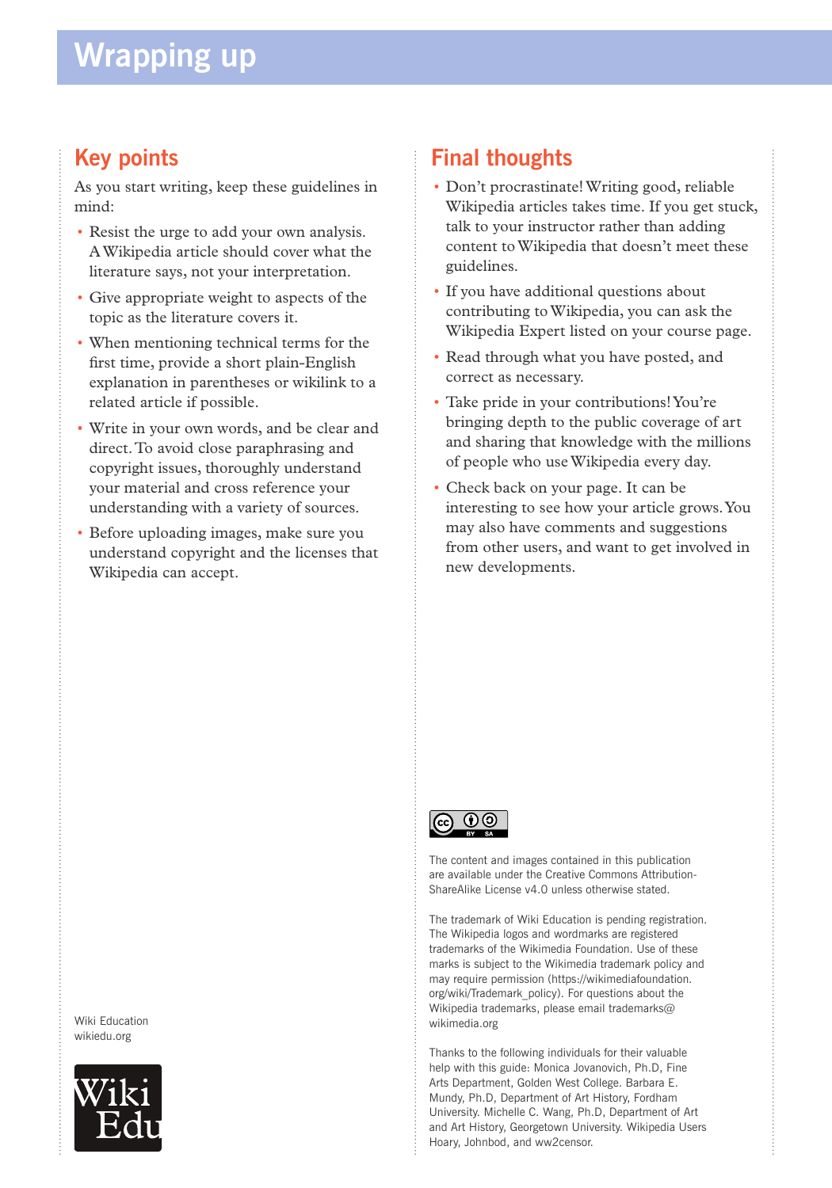# Wrapping up

## Key points

As you start writing, keep these guidelines in mind:

- Resist the urge to add your own analysis. A Wikipedia article should cover what the literature says, not your interpretation.
- Give appropriate weight to aspects of the topic as the literature covers it.
- When mentioning technical terms for the first time, provide a short plain-English explanation in parentheses or wikilink to a related article if possible.
- Write in your own words, and be clear and direct. To avoid close paraphrasing and copyright issues, thoroughly understand your material and cross reference your understanding with a variety of sources.
- Before uploading images, make sure you understand copyright and the licenses that Wikipedia can accept.

## Final thoughts

- Don't procrastinate! Writing good, reliable Wikipedia articles takes time. If you get stuck, talk to your instructor rather than adding content to Wikipedia that doesn't meet these guidelines.
- If you have additional questions about contributing to Wikipedia, you can ask the Wikipedia Expert listed on your course page.
- Read through what you have posted, and correct as necessary.
- Take pride in your contributions! You're bringing depth to the public coverage of art and sharing that knowledge with the millions of people who use Wikipedia every day.
- Check back on your page. It can be interesting to see how your article grows. You may also have comments and suggestions from other users, and want to get involved in new developments.

Wiki Education
wikiedu.org

The content and images contained in this publication are available under the Creative Commons Attribution-ShareAlike License v4.0 unless otherwise stated.

The trademark of Wiki Education is pending registration. The Wikipedia logos and wordmarks are registered trademarks of the Wikimedia Foundation. Use of these marks is subject to the Wikimedia trademark policy and may require permission (https://wikimediafoundation.org/wiki/Trademark_policy). For questions about the Wikipedia trademarks, please email trademarks@wikimedia.org

Thanks to the following individuals for their valuable help with this guide: Monica Jovanovich, Ph.D, Fine Arts Department, Golden West College. Barbara E. Mundy, Ph.D, Department of Art History, Fordham University. Michelle C. Wang, Ph.D, Department of Art and Art History, Georgetown University. Wikipedia Users Hoary, Johnbod, and ww2censor.